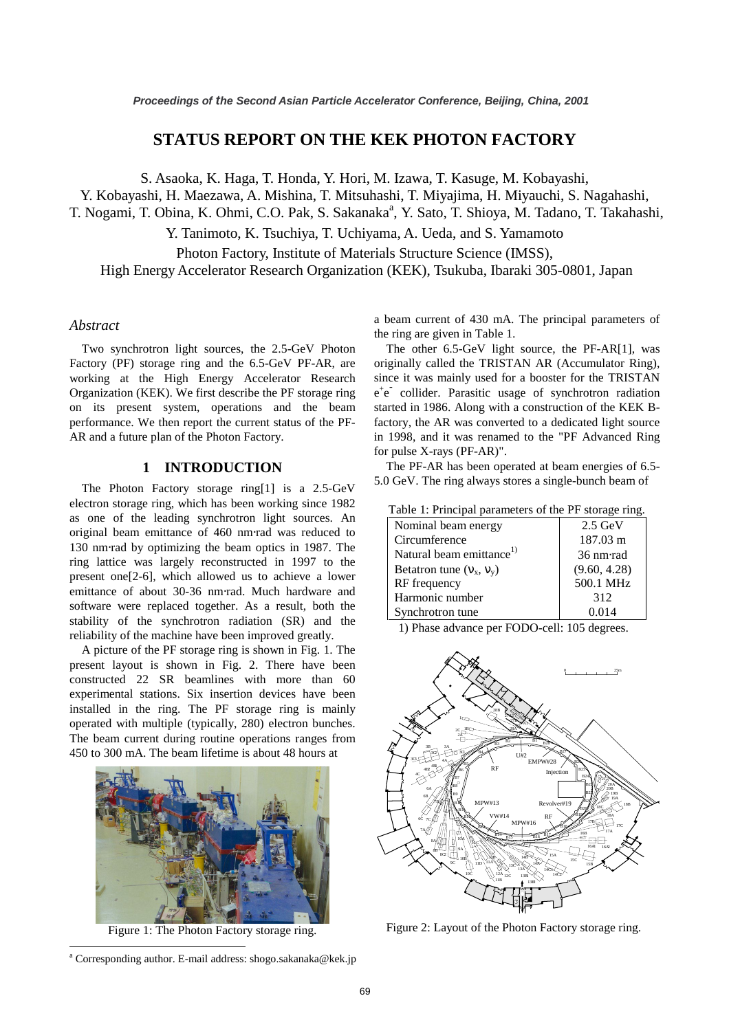# STATUS REPORT ON THE KEK PHOTON FACTORY

S. Asaoka, K. Haga, T. Honda, Y. Hori, M. Izawa, T. Kasuge, M. Kobayashi, Y. Kobayashi, H. Maezawa, A. Mishina, T. Mitsuhashi, T. Miyajima, H. Miyauchi, S. Nagahashi, T. Nogami, T. Obina, K. Ohmi, C.O. Pak, S. Sakanaka[a], Y. Sato, T. Shioya, M. Tadano, T. Takahashi, Y. Tanimoto, K. Tsuchiya, T. Uchiyama, A. Ueda, and S. Yamamoto

Photon Factory, Institute of Materials Structure Science (IMSS), High Energy Accelerator Research Organization (KEK), Tsukuba, Ibaraki 305-0801, Japan

*Abstract*

Two synchrotron light sources, the 2.5-GeV Photon Factory (PF) storage ring and the 6.5-GeV PF-AR, are working at the High Energy Accelerator Research Organization (KEK). We first describe the PF storage ring on its present system, operations and the beam performance. We then report the current status of the PF-AR and a future plan of the Photon Factory.

## 1 INTRODUCTION

The Photon Factory storage ring[1] is a 2.5-GeV electron storage ring, which has been working since 1982 as one of the leading synchrotron light sources. An original beam emittance of 460 nm·rad was reduced to 130 nm·rad by optimizing the beam optics in 1987. The ring lattice was largely reconstructed in 1997 to the present one[2-6], which allowed us to achieve a lower emittance of about 30-36 nm·rad. Much hardware and software were replaced together. As a result, both the stability of the synchrotron radiation (SR) and the reliability of the machine have been improved greatly.

A picture of the PF storage ring is shown in Fig. 1. The present layout is shown in Fig. 2. There have been constructed 22 SR beamlines with more than 60 experimental stations. Six insertion devices have been installed in the ring. The PF storage ring is mainly operated with multiple (typically, 280) electron bunches. The beam current during routine operations ranges from 450 to 300 mA. The beam lifetime is about 48 hours at a beam current of 430 mA. The principal parameters of the ring are given in Table 1.

Figure 1: The Photon Factory storage ring.

The other 6.5-GeV light source, the PF-AR[1], was originally called the TRISTAN AR (Accumulator Ring), since it was mainly used for a booster for the TRISTAN $e^+e^-$ collider. Parasitic usage of synchrotron radiation started in 1986. Along with a construction of the KEK B-factory, the AR was converted to a dedicated light source in 1998, and it was renamed to the "PF Advanced Ring for pulse X-rays (PF-AR)".

The PF-AR has been operated at beam energies of 6.5-5.0 GeV. The ring always stores a single-bunch beam of

Table 1: Principal parameters of the PF storage ring.

| Parameter | Value |
|---|---|
| Nominal beam energy | 2.5 GeV |
| Circumference | 187.03 m |
| Natural beam emittance[1)] | 36 nm·rad |
| Betatron tune ($\nu_x$, $\nu_y$) | (9.60, 4.28) |
| RF frequency | 500.1 MHz |
| Harmonic number | 312 |
| Synchrotron tune | 0.014 |

1) Phase advance per FODO-cell: 105 degrees.

Figure 2: Layout of the Photon Factory storage ring.

[a] Corresponding author. E-mail address: shogo.sakanaka@kek.jp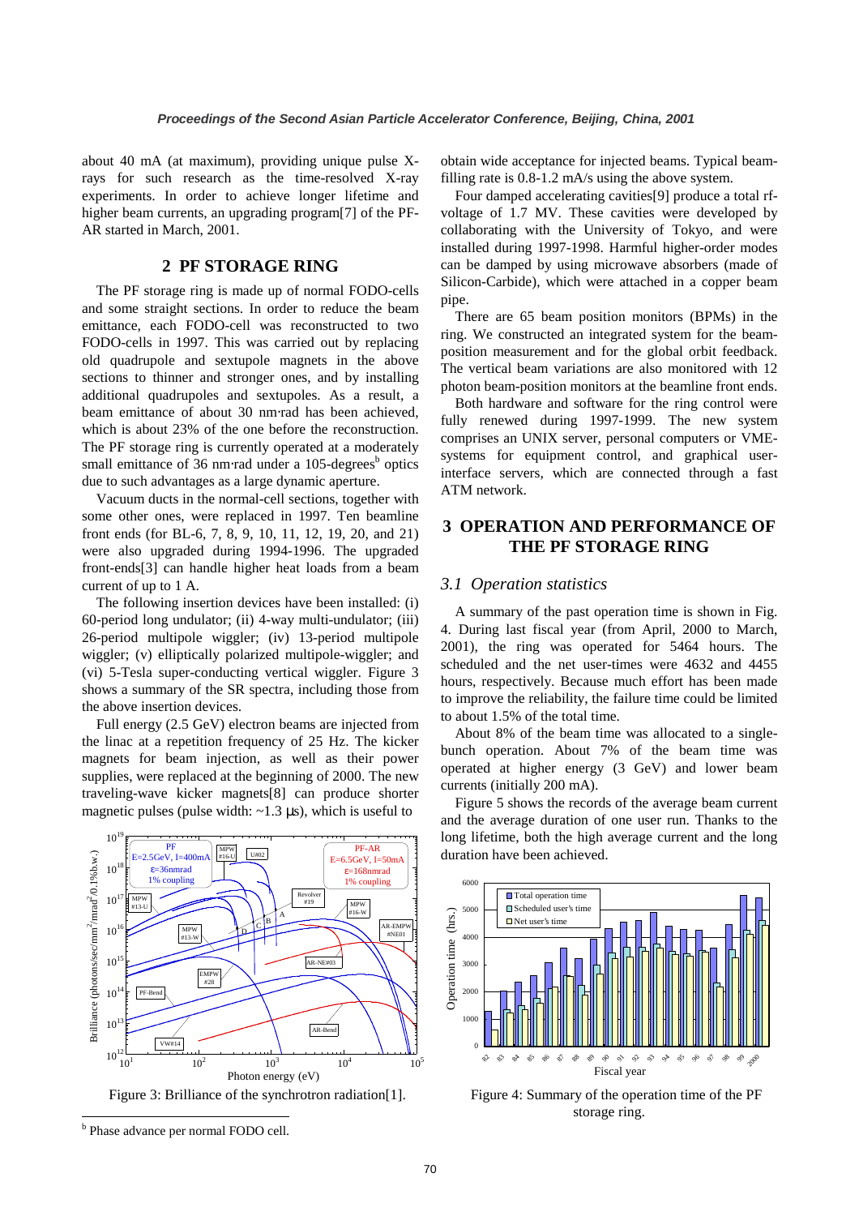about 40 mA (at maximum), providing unique pulse X-rays for such research as the time-resolved X-ray experiments. In order to achieve longer lifetime and higher beam currents, an upgrading program[7] of the PF-AR started in March, 2001.

## 2 PF STORAGE RING

The PF storage ring is made up of normal FODO-cells and some straight sections. In order to reduce the beam emittance, each FODO-cell was reconstructed to two FODO-cells in 1997. This was carried out by replacing old quadrupole and sextupole magnets in the above sections to thinner and stronger ones, and by installing additional quadrupoles and sextupoles. As a result, a beam emittance of about 30 nm·rad has been achieved, which is about 23% of the one before the reconstruction. The PF storage ring is currently operated at a moderately small emittance of 36 nm·rad under a 105-degrees[b] optics due to such advantages as a large dynamic aperture.

Vacuum ducts in the normal-cell sections, together with some other ones, were replaced in 1997. Ten beamline front ends (for BL-6, 7, 8, 9, 10, 11, 12, 19, 20, and 21) were also upgraded during 1994-1996. The upgraded front-ends[3] can handle higher heat loads from a beam current of up to 1 A.

The following insertion devices have been installed: (i) 60-period long undulator; (ii) 4-way multi-undulator; (iii) 26-period multipole wiggler; (iv) 13-period multipole wiggler; (v) elliptically polarized multipole-wiggler; and (vi) 5-Tesla super-conducting vertical wiggler. Figure 3 shows a summary of the SR spectra, including those from the above insertion devices.

Full energy (2.5 GeV) electron beams are injected from the linac at a repetition frequency of 25 Hz. The kicker magnets for beam injection, as well as their power supplies, were replaced at the beginning of 2000. The new traveling-wave kicker magnets[8] can produce shorter magnetic pulses (pulse width: ~1.3 μs), which is useful to obtain wide acceptance for injected beams. Typical beam-filling rate is 0.8-1.2 mA/s using the above system.

Figure 3: Brilliance of the synchrotron radiation[1].

Four damped accelerating cavities[9] produce a total rf-voltage of 1.7 MV. These cavities were developed by collaborating with the University of Tokyo, and were installed during 1997-1998. Harmful higher-order modes can be damped by using microwave absorbers (made of Silicon-Carbide), which were attached in a copper beam pipe.

There are 65 beam position monitors (BPMs) in the ring. We constructed an integrated system for the beam-position measurement and for the global orbit feedback. The vertical beam variations are also monitored with 12 photon beam-position monitors at the beamline front ends.

Both hardware and software for the ring control were fully renewed during 1997-1999. The new system comprises an UNIX server, personal computers or VME-systems for equipment control, and graphical user-interface servers, which are connected through a fast ATM network.

## 3 OPERATION AND PERFORMANCE OF THE PF STORAGE RING

### *3.1 Operation statistics*

A summary of the past operation time is shown in Fig. 4. During last fiscal year (from April, 2000 to March, 2001), the ring was operated for 5464 hours. The scheduled and the net user-times were 4632 and 4455 hours, respectively. Because much effort has been made to improve the reliability, the failure time could be limited to about 1.5% of the total time.

About 8% of the beam time was allocated to a single-bunch operation. About 7% of the beam time was operated at higher energy (3 GeV) and lower beam currents (initially 200 mA).

Figure 5 shows the records of the average beam current and the average duration of one user run. Thanks to the long lifetime, both the high average current and the long duration have been achieved.

Figure 4: Summary of the operation time of the PF storage ring.

[b] Phase advance per normal FODO cell.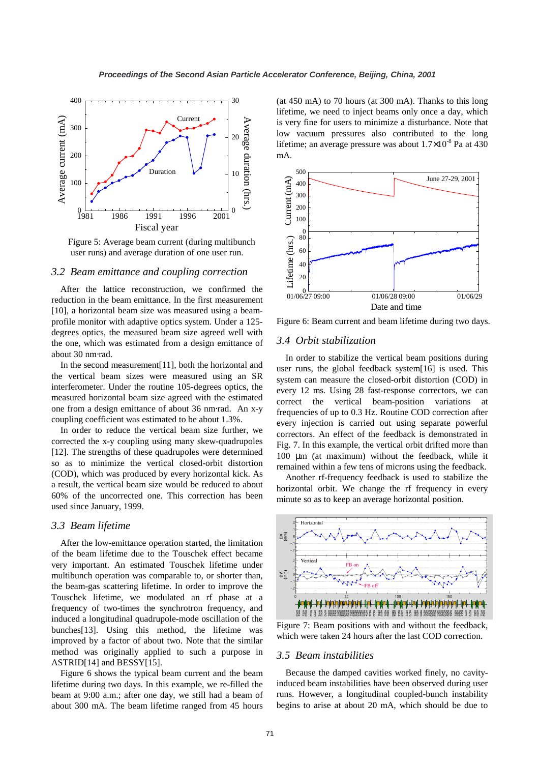Figure 5: Average beam current (during multibunch user runs) and average duration of one user run.

### 3.2 Beam emittance and coupling correction

After the lattice reconstruction, we confirmed the reduction in the beam emittance. In the first measurement [10], a horizontal beam size was measured using a beam-profile monitor with adaptive optics system. Under a 125-degrees optics, the measured beam size agreed well with the one, which was estimated from a design emittance of about 30 nm·rad.

In the second measurement[11], both the horizontal and the vertical beam sizes were measured using an SR interferometer. Under the routine 105-degrees optics, the measured horizontal beam size agreed with the estimated one from a design emittance of about 36 nm·rad. An x-y coupling coefficient was estimated to be about 1.3%.

In order to reduce the vertical beam size further, we corrected the x-y coupling using many skew-quadrupoles [12]. The strengths of these quadrupoles were determined so as to minimize the vertical closed-orbit distortion (COD), which was produced by every horizontal kick. As a result, the vertical beam size would be reduced to about 60% of the uncorrected one. This correction has been used since January, 1999.

### 3.3 Beam lifetime

After the low-emittance operation started, the limitation of the beam lifetime due to the Touschek effect became very important. An estimated Touschek lifetime under multibunch operation was comparable to, or shorter than, the beam-gas scattering lifetime. In order to improve the Touschek lifetime, we modulated an rf phase at a frequency of two-times the synchrotron frequency, and induced a longitudinal quadrupole-mode oscillation of the bunches[13]. Using this method, the lifetime was improved by a factor of about two. Note that the similar method was originally applied to such a purpose in ASTRID[14] and BESSY[15].

Figure 6 shows the typical beam current and the beam lifetime during two days. In this example, we re-filled the beam at 9:00 a.m.; after one day, we still had a beam of about 300 mA. The beam lifetime ranged from 45 hours (at 450 mA) to 70 hours (at 300 mA). Thanks to this long lifetime, we need to inject beams only once a day, which is very fine for users to minimize a disturbance. Note that low vacuum pressures also contributed to the long lifetime; an average pressure was about $1.7\times10^{-8}$ Pa at 430 mA.

Figure 6: Beam current and beam lifetime during two days.

### 3.4 Orbit stabilization

In order to stabilize the vertical beam positions during user runs, the global feedback system[16] is used. This system can measure the closed-orbit distortion (COD) in every 12 ms. Using 28 fast-response correctors, we can correct the vertical beam-position variations at frequencies of up to 0.3 Hz. Routine COD correction after every injection is carried out using separate powerful correctors. An effect of the feedback is demonstrated in Fig. 7. In this example, the vertical orbit drifted more than 100 μm (at maximum) without the feedback, while it remained within a few tens of microns using the feedback.

Another rf-frequency feedback is used to stabilize the horizontal orbit. We change the rf frequency in every minute so as to keep an average horizontal position.

Figure 7: Beam positions with and without the feedback, which were taken 24 hours after the last COD correction.

### 3.5 Beam instabilities

Because the damped cavities worked finely, no cavity-induced beam instabilities have been observed during user runs. However, a longitudinal coupled-bunch instability begins to arise at about 20 mA, which should be due to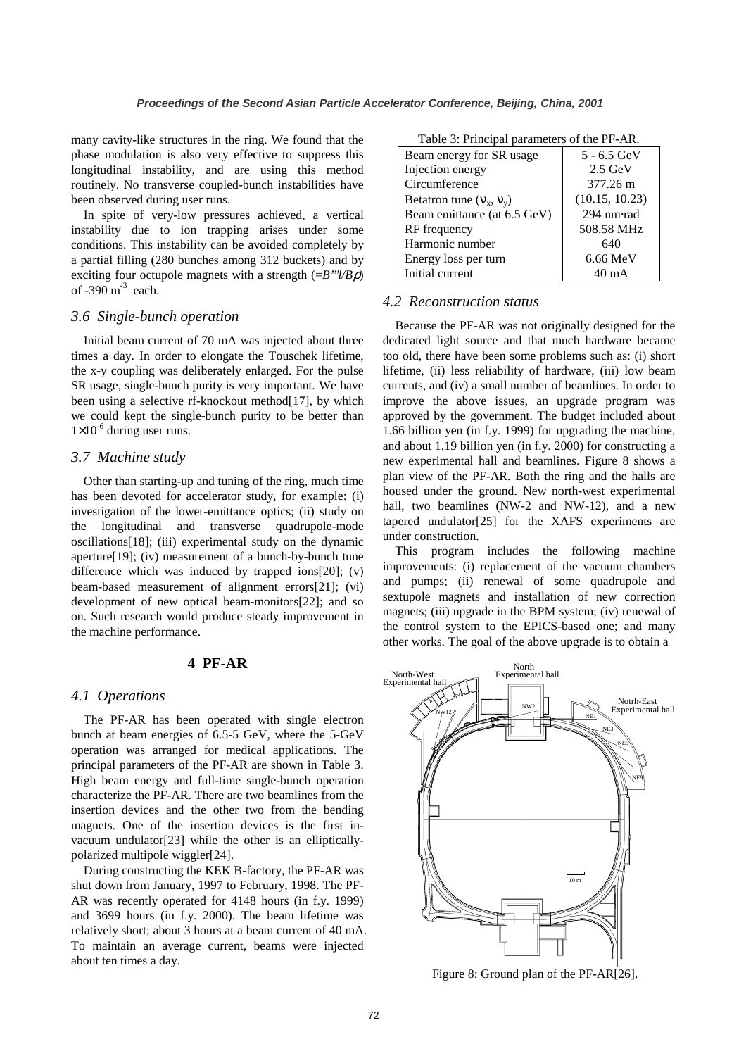many cavity-like structures in the ring. We found that the phase modulation is also very effective to suppress this longitudinal instability, and are using this method routinely. No transverse coupled-bunch instabilities have been observed during user runs.

In spite of very-low pressures achieved, a vertical instability due to ion trapping arises under some conditions. This instability can be avoided completely by a partial filling (280 bunches among 312 buckets) and by exciting four octupole magnets with a strength ($=B'''l/B\rho$) of -390 $m^{-3}$ each.

### 3.6 Single-bunch operation

Initial beam current of 70 mA was injected about three times a day. In order to elongate the Touschek lifetime, the x-y coupling was deliberately enlarged. For the pulse SR usage, single-bunch purity is very important. We have been using a selective rf-knockout method[17], by which we could kept the single-bunch purity to be better than $1\times10^{-6}$ during user runs.

### 3.7 Machine study

Other than starting-up and tuning of the ring, much time has been devoted for accelerator study, for example: (i) investigation of the lower-emittance optics; (ii) study on the longitudinal and transverse quadrupole-mode oscillations[18]; (iii) experimental study on the dynamic aperture[19]; (iv) measurement of a bunch-by-bunch tune difference which was induced by trapped ions[20]; (v) beam-based measurement of alignment errors[21]; (vi) development of new optical beam-monitors[22]; and so on. Such research would produce steady improvement in the machine performance.

## 4 PF-AR

### 4.1 Operations

The PF-AR has been operated with single electron bunch at beam energies of 6.5-5 GeV, where the 5-GeV operation was arranged for medical applications. The principal parameters of the PF-AR are shown in Table 3. High beam energy and full-time single-bunch operation characterize the PF-AR. There are two beamlines from the insertion devices and the other two from the bending magnets. One of the insertion devices is the first in-vacuum undulator[23] while the other is an elliptically-polarized multipole wiggler[24].

During constructing the KEK B-factory, the PF-AR was shut down from January, 1997 to February, 1998. The PF-AR was recently operated for 4148 hours (in f.y. 1999) and 3699 hours (in f.y. 2000). The beam lifetime was relatively short; about 3 hours at a beam current of 40 mA. To maintain an average current, beams were injected about ten times a day.

Table 3: Principal parameters of the PF-AR.

| | |
|---|---|
| Beam energy for SR usage | 5 - 6.5 GeV |
| Injection energy | 2.5 GeV |
| Circumference | 377.26 m |
| Betatron tune ($\nu_x$, $\nu_y$) | (10.15, 10.23) |
| Beam emittance (at 6.5 GeV) | 294 nm·rad |
| RF frequency | 508.58 MHz |
| Harmonic number | 640 |
| Energy loss per turn | 6.66 MeV |
| Initial current | 40 mA |

### 4.2 Reconstruction status

Because the PF-AR was not originally designed for the dedicated light source and that much hardware became too old, there have been some problems such as: (i) short lifetime, (ii) less reliability of hardware, (iii) low beam currents, and (iv) a small number of beamlines. In order to improve the above issues, an upgrade program was approved by the government. The budget included about 1.66 billion yen (in f.y. 1999) for upgrading the machine, and about 1.19 billion yen (in f.y. 2000) for constructing a new experimental hall and beamlines. Figure 8 shows a plan view of the PF-AR. Both the ring and the halls are housed under the ground. New north-west experimental hall, two beamlines (NW-2 and NW-12), and a new tapered undulator[25] for the XAFS experiments are under construction.

This program includes the following machine improvements: (i) replacement of the vacuum chambers and pumps; (ii) renewal of some quadrupole and sextupole magnets and installation of new correction magnets; (iii) upgrade in the BPM system; (iv) renewal of the control system to the EPICS-based one; and many other works. The goal of the above upgrade is to obtain a

Figure 8: Ground plan of the PF-AR[26].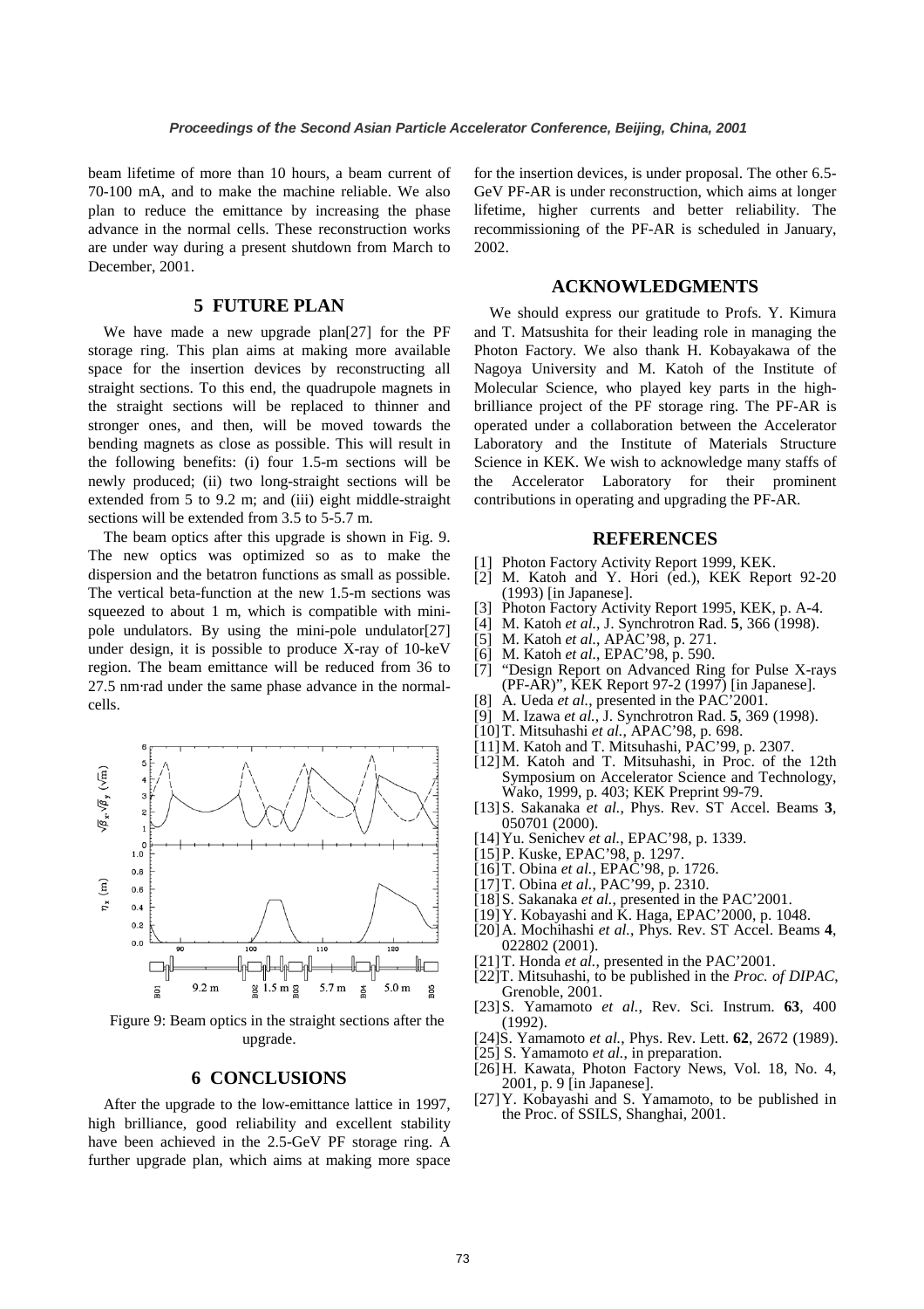beam lifetime of more than 10 hours, a beam current of 70-100 mA, and to make the machine reliable. We also plan to reduce the emittance by increasing the phase advance in the normal cells. These reconstruction works are under way during a present shutdown from March to December, 2001.

## 5 FUTURE PLAN

We have made a new upgrade plan[27] for the PF storage ring. This plan aims at making more available space for the insertion devices by reconstructing all straight sections. To this end, the quadrupole magnets in the straight sections will be replaced to thinner and stronger ones, and then, will be moved towards the bending magnets as close as possible. This will result in the following benefits: (i) four 1.5-m sections will be newly produced; (ii) two long-straight sections will be extended from 5 to 9.2 m; and (iii) eight middle-straight sections will be extended from 3.5 to 5-5.7 m.

The beam optics after this upgrade is shown in Fig. 9. The new optics was optimized so as to make the dispersion and the betatron functions as small as possible. The vertical beta-function at the new 1.5-m sections was squeezed to about 1 m, which is compatible with mini-pole undulators. By using the mini-pole undulator[27] under design, it is possible to produce X-ray of 10-keV region. The beam emittance will be reduced from 36 to 27.5 nm·rad under the same phase advance in the normal-cells.

$\sqrt{\beta_x}, \sqrt{\beta_y}$ ($\sqrt{m}$)

$\eta_x$ (m)

90 100 110 120

B01 9.2 m B02 1.5 m B03 5.7 m B04 5.0 m B05

Figure 9: Beam optics in the straight sections after the upgrade.

## 6 CONCLUSIONS

After the upgrade to the low-emittance lattice in 1997, high brilliance, good reliability and excellent stability have been achieved in the 2.5-GeV PF storage ring. A further upgrade plan, which aims at making more space for the insertion devices, is under proposal. The other 6.5-GeV PF-AR is under reconstruction, which aims at longer lifetime, higher currents and better reliability. The recommissioning of the PF-AR is scheduled in January, 2002.

## ACKNOWLEDGMENTS

We should express our gratitude to Profs. Y. Kimura and T. Matsushita for their leading role in managing the Photon Factory. We also thank H. Kobayakawa of the Nagoya University and M. Katoh of the Institute of Molecular Science, who played key parts in the high-brilliance project of the PF storage ring. The PF-AR is operated under a collaboration between the Accelerator Laboratory and the Institute of Materials Structure Science in KEK. We wish to acknowledge many staffs of the Accelerator Laboratory for their prominent contributions in operating and upgrading the PF-AR.

## REFERENCES

[1] Photon Factory Activity Report 1999, KEK.
[2] M. Katoh and Y. Hori (ed.), KEK Report 92-20 (1993) [in Japanese].
[3] Photon Factory Activity Report 1995, KEK, p. A-4.
[4] M. Katoh *et al.*, J. Synchrotron Rad. **5**, 366 (1998).
[5] M. Katoh *et al.*, APAC'98, p. 271.
[6] M. Katoh *et al.*, EPAC'98, p. 590.
[7] "Design Report on Advanced Ring for Pulse X-rays (PF-AR)", KEK Report 97-2 (1997) [in Japanese].
[8] A. Ueda *et al.*, presented in the PAC'2001.
[9] M. Izawa *et al.*, J. Synchrotron Rad. **5**, 369 (1998).
[10] T. Mitsuhashi *et al.*, APAC'98, p. 698.
[11] M. Katoh and T. Mitsuhashi, PAC'99, p. 2307.
[12] M. Katoh and T. Mitsuhashi, in Proc. of the 12th Symposium on Accelerator Science and Technology, Wako, 1999, p. 403; KEK Preprint 99-79.
[13] S. Sakanaka *et al.*, Phys. Rev. ST Accel. Beams **3**, 050701 (2000).
[14] Yu. Senichev *et al.*, EPAC'98, p. 1339.
[15] P. Kuske, EPAC'98, p. 1297.
[16] T. Obina *et al.*, EPAC'98, p. 1726.
[17] T. Obina *et al.*, PAC'99, p. 2310.
[18] S. Sakanaka *et al.*, presented in the PAC'2001.
[19] Y. Kobayashi and K. Haga, EPAC'2000, p. 1048.
[20] A. Mochihashi *et al.*, Phys. Rev. ST Accel. Beams **4**, 022802 (2001).
[21] T. Honda *et al.*, presented in the PAC'2001.
[22] T. Mitsuhashi, to be published in the *Proc. of DIPAC*, Grenoble, 2001.
[23] S. Yamamoto *et al.*, Rev. Sci. Instrum. **63**, 400 (1992).
[24] S. Yamamoto *et al.*, Phys. Rev. Lett. **62**, 2672 (1989).
[25] S. Yamamoto *et al.*, in preparation.
[26] H. Kawata, Photon Factory News, Vol. 18, No. 4, 2001, p. 9 [in Japanese].
[27] Y. Kobayashi and S. Yamamoto, to be published in the Proc. of SSILS, Shanghai, 2001.